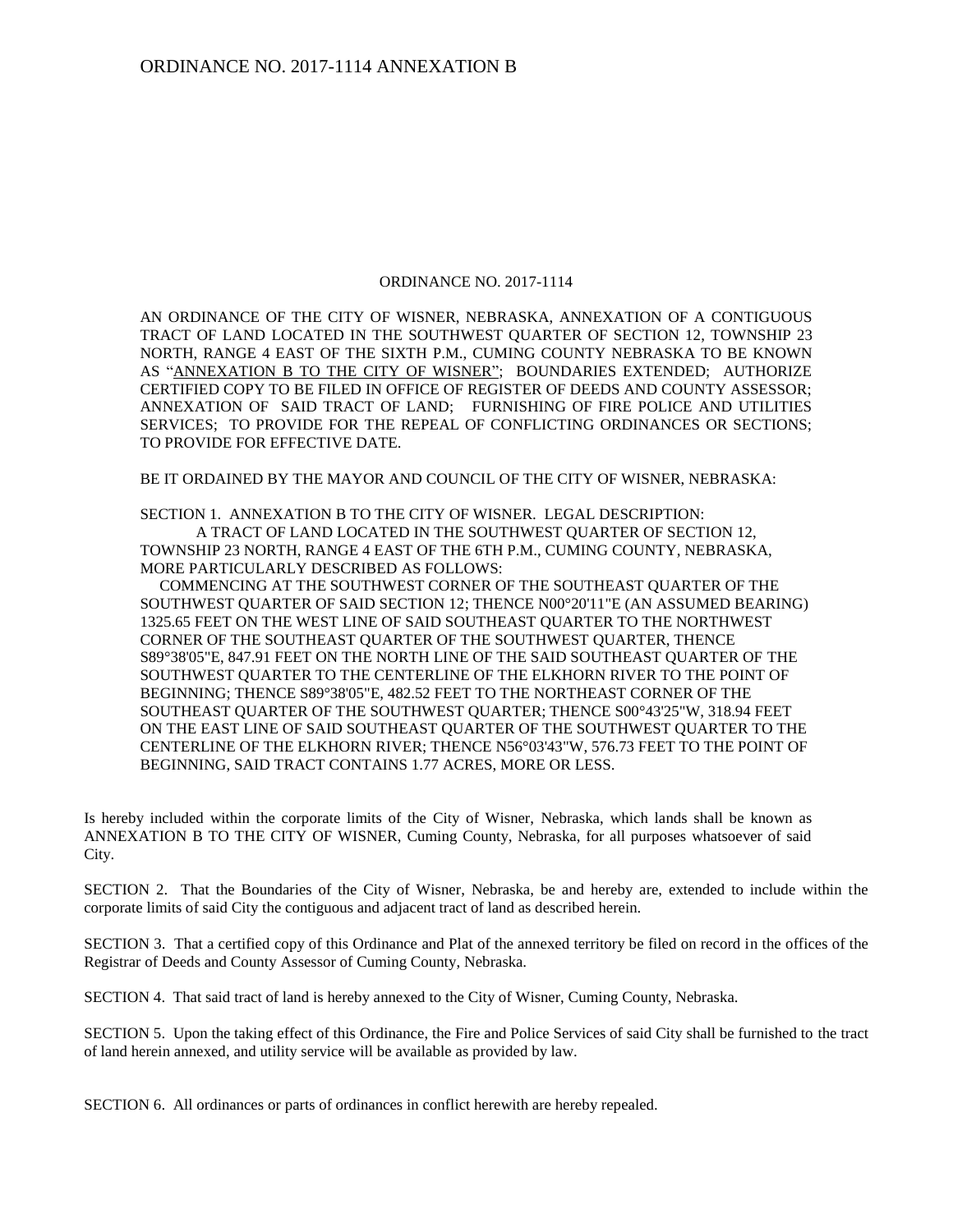# ORDINANCE NO. 2017-1114 ANNEXATION B

ORDINANCE NO. 2017-1114

AN ORDINANCE OF THE CITY OF WISNER, NEBRASKA, ANNEXATION OF A CONTIGUOUS TRACT OF LAND LOCATED IN THE SOUTHWEST QUARTER OF SECTION 12, TOWNSHIP 23 NORTH, RANGE 4 EAST OF THE SIXTH P.M., CUMING COUNTY NEBRASKA TO BE KNOWN AS "ANNEXATION B TO THE CITY OF WISNER"; BOUNDARIES EXTENDED; AUTHORIZE CERTIFIED COPY TO BE FILED IN OFFICE OF REGISTER OF DEEDS AND COUNTY ASSESSOR; ANNEXATION OF SAID TRACT OF LAND; FURNISHING OF FIRE POLICE AND UTILITIES SERVICES; TO PROVIDE FOR THE REPEAL OF CONFLICTING ORDINANCES OR SECTIONS; TO PROVIDE FOR EFFECTIVE DATE.

BE IT ORDAINED BY THE MAYOR AND COUNCIL OF THE CITY OF WISNER, NEBRASKA:

SECTION 1. ANNEXATION B TO THE CITY OF WISNER. LEGAL DESCRIPTION:

A TRACT OF LAND LOCATED IN THE SOUTHWEST QUARTER OF SECTION 12, TOWNSHIP 23 NORTH, RANGE 4 EAST OF THE 6TH P.M., CUMING COUNTY, NEBRASKA, MORE PARTICULARLY DESCRIBED AS FOLLOWS:

COMMENCING AT THE SOUTHWEST CORNER OF THE SOUTHEAST QUARTER OF THE SOUTHWEST QUARTER OF SAID SECTION 12; THENCE N00°20'11"E (AN ASSUMED BEARING) 1325.65 FEET ON THE WEST LINE OF SAID SOUTHEAST QUARTER TO THE NORTHWEST CORNER OF THE SOUTHEAST QUARTER OF THE SOUTHWEST QUARTER, THENCE S89°38'05"E, 847.91 FEET ON THE NORTH LINE OF THE SAID SOUTHEAST QUARTER OF THE SOUTHWEST QUARTER TO THE CENTERLINE OF THE ELKHORN RIVER TO THE POINT OF BEGINNING; THENCE S89°38'05"E, 482.52 FEET TO THE NORTHEAST CORNER OF THE SOUTHEAST QUARTER OF THE SOUTHWEST QUARTER; THENCE S00°43'25"W, 318.94 FEET ON THE EAST LINE OF SAID SOUTHEAST QUARTER OF THE SOUTHWEST QUARTER TO THE CENTERLINE OF THE ELKHORN RIVER; THENCE N56°03'43"W, 576.73 FEET TO THE POINT OF BEGINNING, SAID TRACT CONTAINS 1.77 ACRES, MORE OR LESS.

Is hereby included within the corporate limits of the City of Wisner, Nebraska, which lands shall be known as ANNEXATION B TO THE CITY OF WISNER, Cuming County, Nebraska, for all purposes whatsoever of said City.

SECTION 2. That the Boundaries of the City of Wisner, Nebraska, be and hereby are, extended to include within the corporate limits of said City the contiguous and adjacent tract of land as described herein.

SECTION 3. That a certified copy of this Ordinance and Plat of the annexed territory be filed on record in the offices of the Registrar of Deeds and County Assessor of Cuming County, Nebraska.

SECTION 4. That said tract of land is hereby annexed to the City of Wisner, Cuming County, Nebraska.

SECTION 5. Upon the taking effect of this Ordinance, the Fire and Police Services of said City shall be furnished to the tract of land herein annexed, and utility service will be available as provided by law.

SECTION 6. All ordinances or parts of ordinances in conflict herewith are hereby repealed.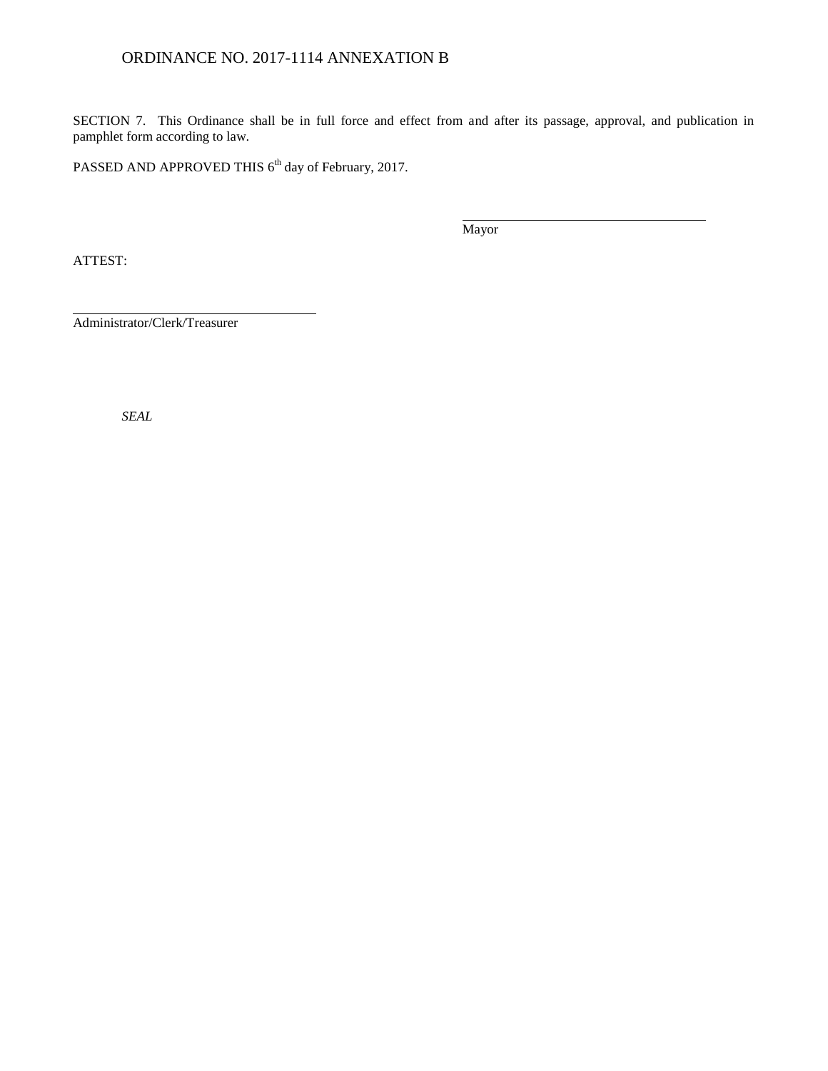ORDINANCE NO. 2017-1114 ANNEXATION B

SECTION 7. This Ordinance shall be in full force and effect from and after its passage, approval, and publication in pamphlet form according to law.

PASSED AND APPROVED THIS 6th day of February, 2017.

\_\_\_\_\_\_\_\_\_\_\_\_\_\_\_\_\_\_\_\_\_\_\_\_\_\_\_\_\_\_\_\_\_\_\_\_
Mayor

ATTEST:

\_\_\_\_\_\_\_\_\_\_\_\_\_\_\_\_\_\_\_\_\_\_\_\_\_\_\_\_\_\_\_\_\_\_\_\_
Administrator/Clerk/Treasurer

*SEAL*